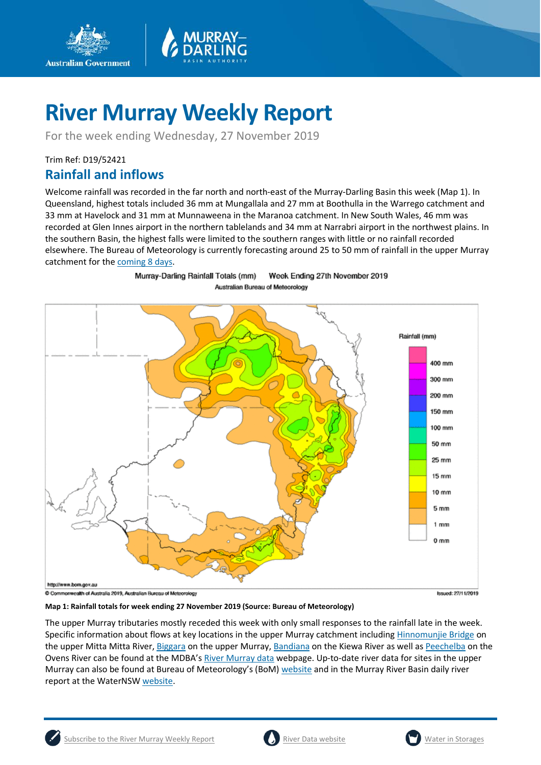# River Murray Weekly Report

For the week ending Wednesday, 27 November 2019

Trim Ref: D19/52421

## Rainfall and inflows

Welcome rainfall was recorded in the far north and north-east of the Murray-Darling Basin this week (Map 1). In Queensland, highest totals included 36 mm at Mungallala and 27 mm at Boothulla in the Warrego catchment and 33 mm at Havelock and 31 mm at Munnaweena in the Maranoa catchment. In New South Wales, 46 mm was recorded at Glen Innes airport in the northern tablelands and 34 mm at Narrabri airport in the northwest plains. In the southern Basin, the highest falls were limited to the southern ranges with little or no rainfall recorded elsewhere. The Bureau of Meteorology is currently forecasting around 25 to 50 mm of rainfall in the upper Murray catchment for the coming 8 days.

**Map 1: Rainfall totals for week ending 27 November 2019 (Source: Bureau of Meteorology)**

The upper Murray tributaries mostly receded this week with only small responses to the rainfall late in the week. Specific information about flows at key locations in the upper Murray catchment including Hinnomunjie Bridge on the upper Mitta Mitta River, Biggara on the upper Murray, Bandiana on the Kiewa River as well as Peechelba on the Ovens River can be found at the MDBA's River Murray data webpage. Up-to-date river data for sites in the upper Murray can also be found at Bureau of Meteorology's (BoM) website and in the Murray River Basin daily river report at the WaterNSW website.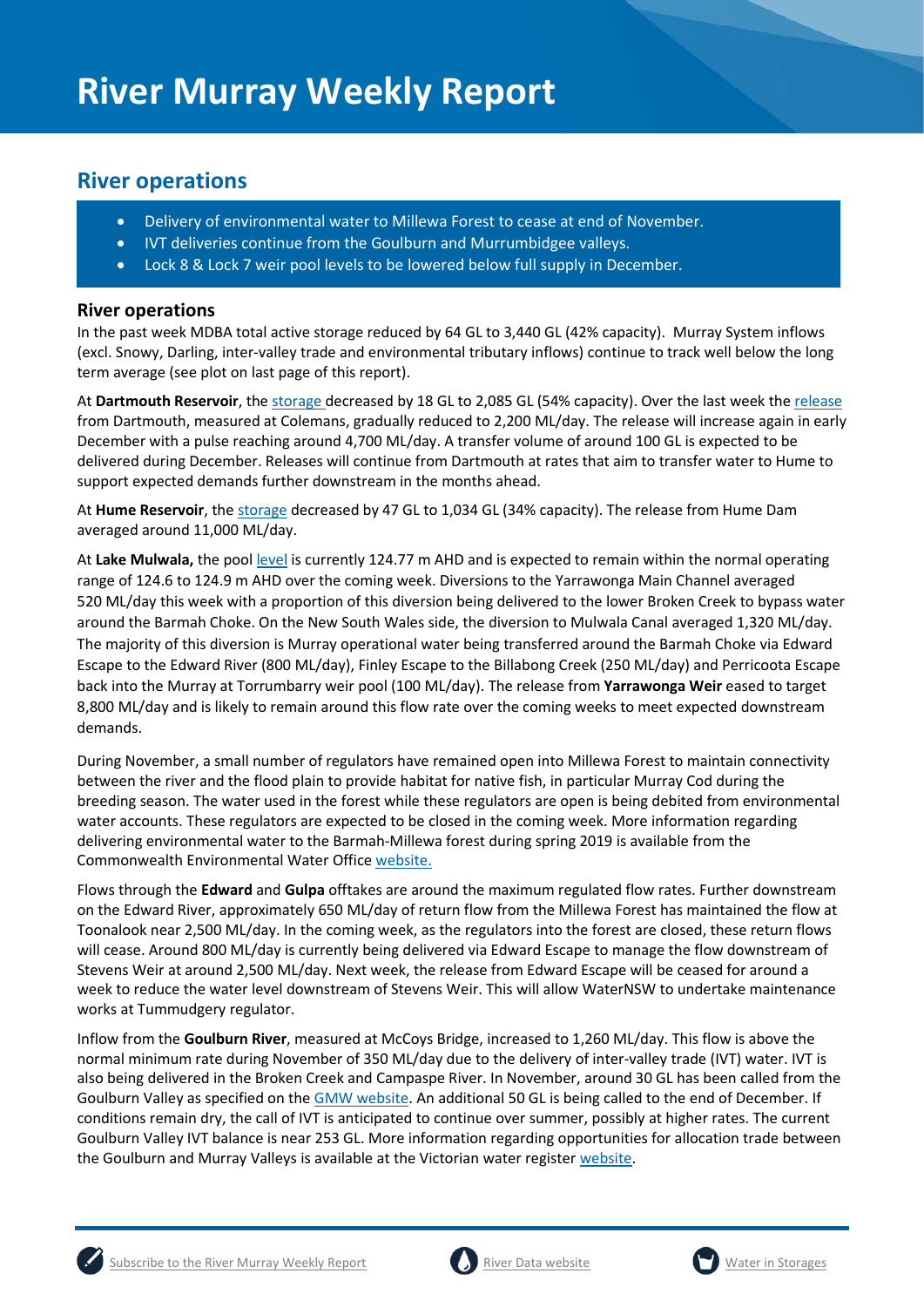# River Murray Weekly Report

## River operations

- Delivery of environmental water to Millewa Forest to cease at end of November.
- IVT deliveries continue from the Goulburn and Murrumbidgee valleys.
- Lock 8 & Lock 7 weir pool levels to be lowered below full supply in December.

### River operations

In the past week MDBA total active storage reduced by 64 GL to 3,440 GL (42% capacity). Murray System inflows (excl. Snowy, Darling, inter-valley trade and environmental tributary inflows) continue to track well below the long term average (see plot on last page of this report).

At **Dartmouth Reservoir**, the storage decreased by 18 GL to 2,085 GL (54% capacity). Over the last week the release from Dartmouth, measured at Colemans, gradually reduced to 2,200 ML/day. The release will increase again in early December with a pulse reaching around 4,700 ML/day. A transfer volume of around 100 GL is expected to be delivered during December. Releases will continue from Dartmouth at rates that aim to transfer water to Hume to support expected demands further downstream in the months ahead.

At **Hume Reservoir**, the storage decreased by 47 GL to 1,034 GL (34% capacity). The release from Hume Dam averaged around 11,000 ML/day.

At **Lake Mulwala,** the pool level is currently 124.77 m AHD and is expected to remain within the normal operating range of 124.6 to 124.9 m AHD over the coming week. Diversions to the Yarrawonga Main Channel averaged 520 ML/day this week with a proportion of this diversion being delivered to the lower Broken Creek to bypass water around the Barmah Choke. On the New South Wales side, the diversion to Mulwala Canal averaged 1,320 ML/day. The majority of this diversion is Murray operational water being transferred around the Barmah Choke via Edward Escape to the Edward River (800 ML/day), Finley Escape to the Billabong Creek (250 ML/day) and Perricoota Escape back into the Murray at Torrumbarry weir pool (100 ML/day). The release from **Yarrawonga Weir** eased to target 8,800 ML/day and is likely to remain around this flow rate over the coming weeks to meet expected downstream demands.

During November, a small number of regulators have remained open into Millewa Forest to maintain connectivity between the river and the flood plain to provide habitat for native fish, in particular Murray Cod during the breeding season. The water used in the forest while these regulators are open is being debited from environmental water accounts. These regulators are expected to be closed in the coming week. More information regarding delivering environmental water to the Barmah-Millewa forest during spring 2019 is available from the Commonwealth Environmental Water Office website.

Flows through the **Edward** and **Gulpa** offtakes are around the maximum regulated flow rates. Further downstream on the Edward River, approximately 650 ML/day of return flow from the Millewa Forest has maintained the flow at Toonalook near 2,500 ML/day. In the coming week, as the regulators into the forest are closed, these return flows will cease. Around 800 ML/day is currently being delivered via Edward Escape to manage the flow downstream of Stevens Weir at around 2,500 ML/day. Next week, the release from Edward Escape will be ceased for around a week to reduce the water level downstream of Stevens Weir. This will allow WaterNSW to undertake maintenance works at Tummudgery regulator.

Inflow from the **Goulburn River**, measured at McCoys Bridge, increased to 1,260 ML/day. This flow is above the normal minimum rate during November of 350 ML/day due to the delivery of inter-valley trade (IVT) water. IVT is also being delivered in the Broken Creek and Campaspe River. In November, around 30 GL has been called from the Goulburn Valley as specified on the GMW website. An additional 50 GL is being called to the end of December. If conditions remain dry, the call of IVT is anticipated to continue over summer, possibly at higher rates. The current Goulburn Valley IVT balance is near 253 GL. More information regarding opportunities for allocation trade between the Goulburn and Murray Valleys is available at the Victorian water register website.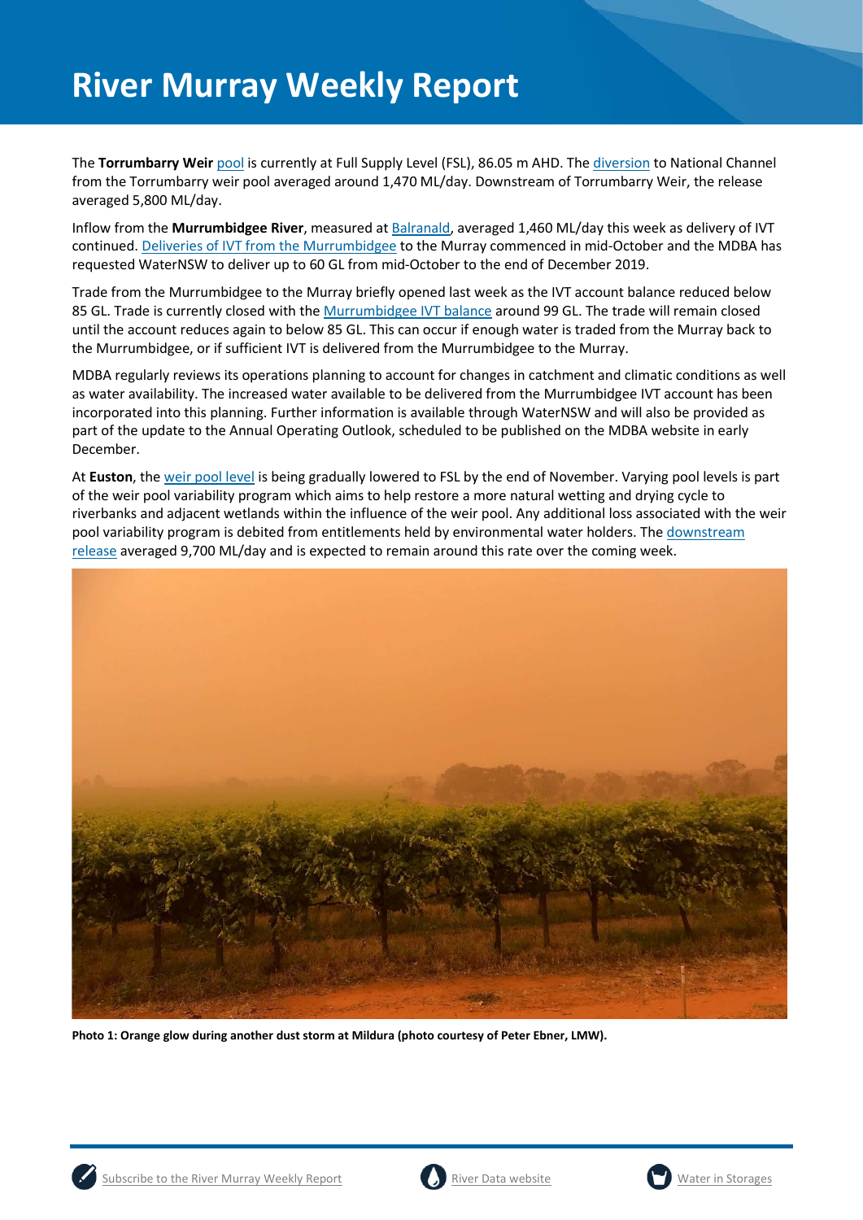The **Torrumbarry Weir** pool is currently at Full Supply Level (FSL), 86.05 m AHD. The diversion to National Channel from the Torrumbarry weir pool averaged around 1,470 ML/day. Downstream of Torrumbarry Weir, the release averaged 5,800 ML/day.

Inflow from the **Murrumbidgee River**, measured at Balranald, averaged 1,460 ML/day this week as delivery of IVT continued. Deliveries of IVT from the Murrumbidgee to the Murray commenced in mid-October and the MDBA has requested WaterNSW to deliver up to 60 GL from mid-October to the end of December 2019.

Trade from the Murrumbidgee to the Murray briefly opened last week as the IVT account balance reduced below 85 GL. Trade is currently closed with the Murrumbidgee IVT balance around 99 GL. The trade will remain closed until the account reduces again to below 85 GL. This can occur if enough water is traded from the Murray back to the Murrumbidgee, or if sufficient IVT is delivered from the Murrumbidgee to the Murray.

MDBA regularly reviews its operations planning to account for changes in catchment and climatic conditions as well as water availability. The increased water available to be delivered from the Murrumbidgee IVT account has been incorporated into this planning. Further information is available through WaterNSW and will also be provided as part of the update to the Annual Operating Outlook, scheduled to be published on the MDBA website in early December.

At **Euston**, the weir pool level is being gradually lowered to FSL by the end of November. Varying pool levels is part of the weir pool variability program which aims to help restore a more natural wetting and drying cycle to riverbanks and adjacent wetlands within the influence of the weir pool. Any additional loss associated with the weir pool variability program is debited from entitlements held by environmental water holders. The downstream release averaged 9,700 ML/day and is expected to remain around this rate over the coming week.

**Photo 1: Orange glow during another dust storm at Mildura (photo courtesy of Peter Ebner, LMW).**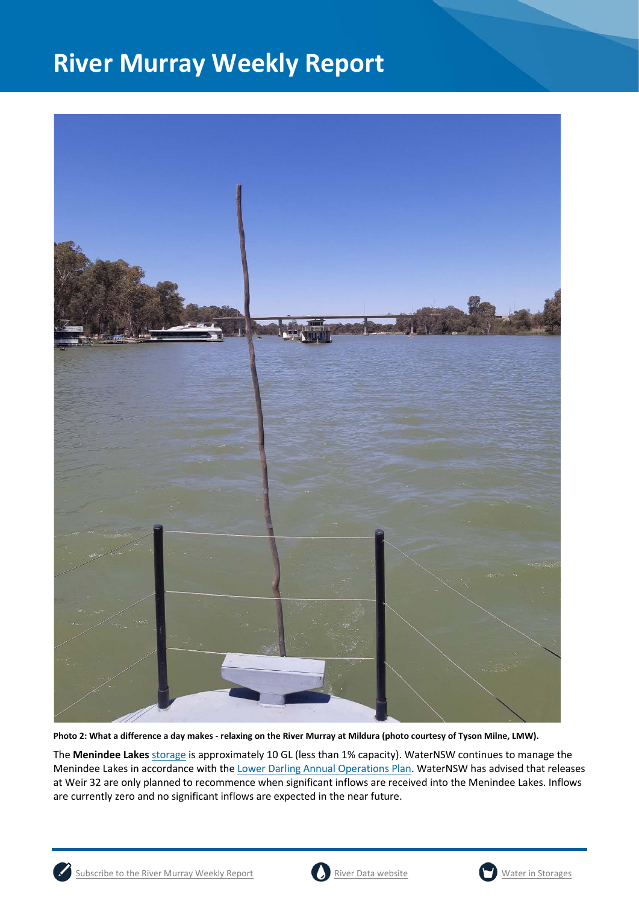Photo 2: What a difference a day makes - relaxing on the River Murray at Mildura (photo courtesy of Tyson Milne, LMW).

The **Menindee Lakes** storage is approximately 10 GL (less than 1% capacity). WaterNSW continues to manage the Menindee Lakes in accordance with the Lower Darling Annual Operations Plan. WaterNSW has advised that releases at Weir 32 are only planned to recommence when significant inflows are received into the Menindee Lakes. Inflows are currently zero and no significant inflows are expected in the near future.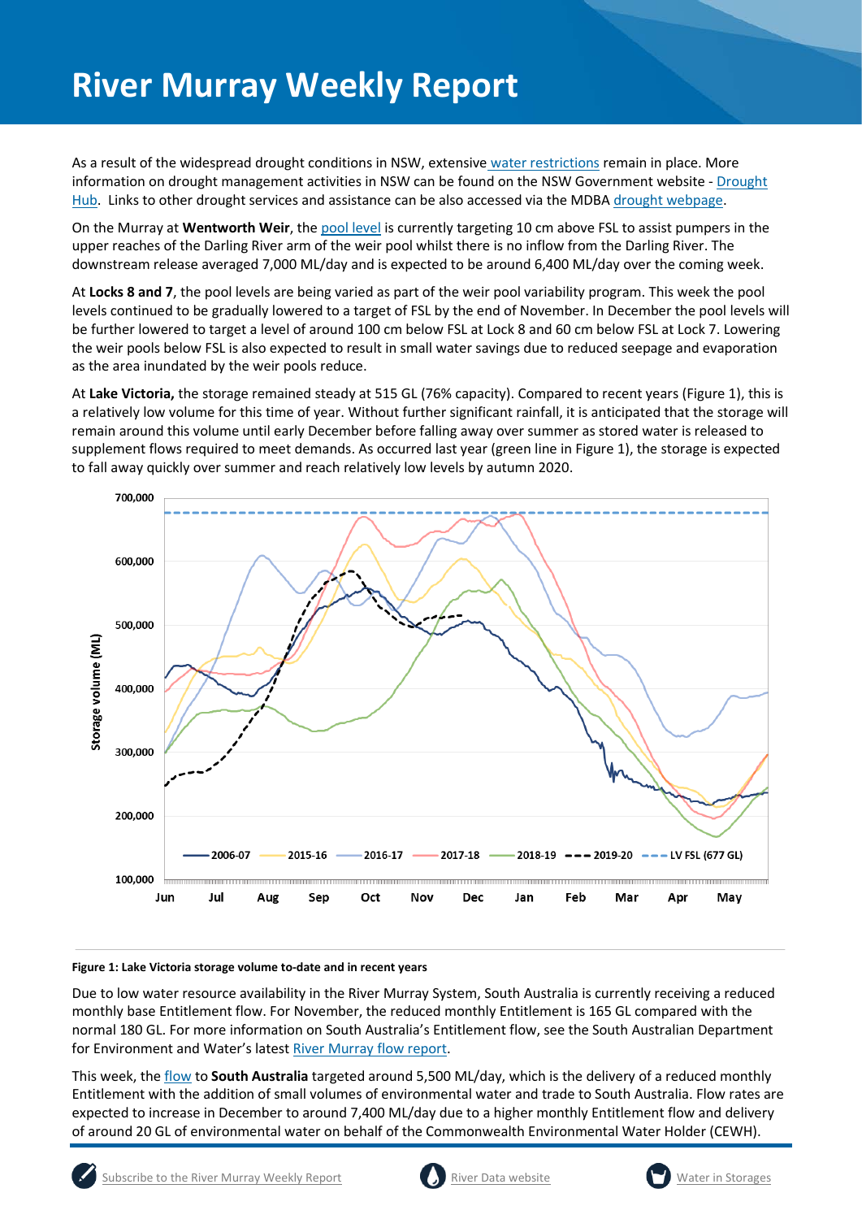As a result of the widespread drought conditions in NSW, extensive water restrictions remain in place. More information on drought management activities in NSW can be found on the NSW Government website - Drought Hub. Links to other drought services and assistance can be also accessed via the MDBA drought webpage.

On the Murray at **Wentworth Weir**, the pool level is currently targeting 10 cm above FSL to assist pumpers in the upper reaches of the Darling River arm of the weir pool whilst there is no inflow from the Darling River. The downstream release averaged 7,000 ML/day and is expected to be around 6,400 ML/day over the coming week.

At **Locks 8 and 7**, the pool levels are being varied as part of the weir pool variability program. This week the pool levels continued to be gradually lowered to a target of FSL by the end of November. In December the pool levels will be further lowered to target a level of around 100 cm below FSL at Lock 8 and 60 cm below FSL at Lock 7. Lowering the weir pools below FSL is also expected to result in small water savings due to reduced seepage and evaporation as the area inundated by the weir pools reduce.

At **Lake Victoria,** the storage remained steady at 515 GL (76% capacity). Compared to recent years (Figure 1), this is a relatively low volume for this time of year. Without further significant rainfall, it is anticipated that the storage will remain around this volume until early December before falling away over summer as stored water is released to supplement flows required to meet demands. As occurred last year (green line in Figure 1), the storage is expected to fall away quickly over summer and reach relatively low levels by autumn 2020.

**Figure 1: Lake Victoria storage volume to-date and in recent years**

Due to low water resource availability in the River Murray System, South Australia is currently receiving a reduced monthly base Entitlement flow. For November, the reduced monthly Entitlement is 165 GL compared with the normal 180 GL. For more information on South Australia's Entitlement flow, see the South Australian Department for Environment and Water's latest River Murray flow report.

This week, the flow to **South Australia** targeted around 5,500 ML/day, which is the delivery of a reduced monthly Entitlement with the addition of small volumes of environmental water and trade to South Australia. Flow rates are expected to increase in December to around 7,400 ML/day due to a higher monthly Entitlement flow and delivery of around 20 GL of environmental water on behalf of the Commonwealth Environmental Water Holder (CEWH).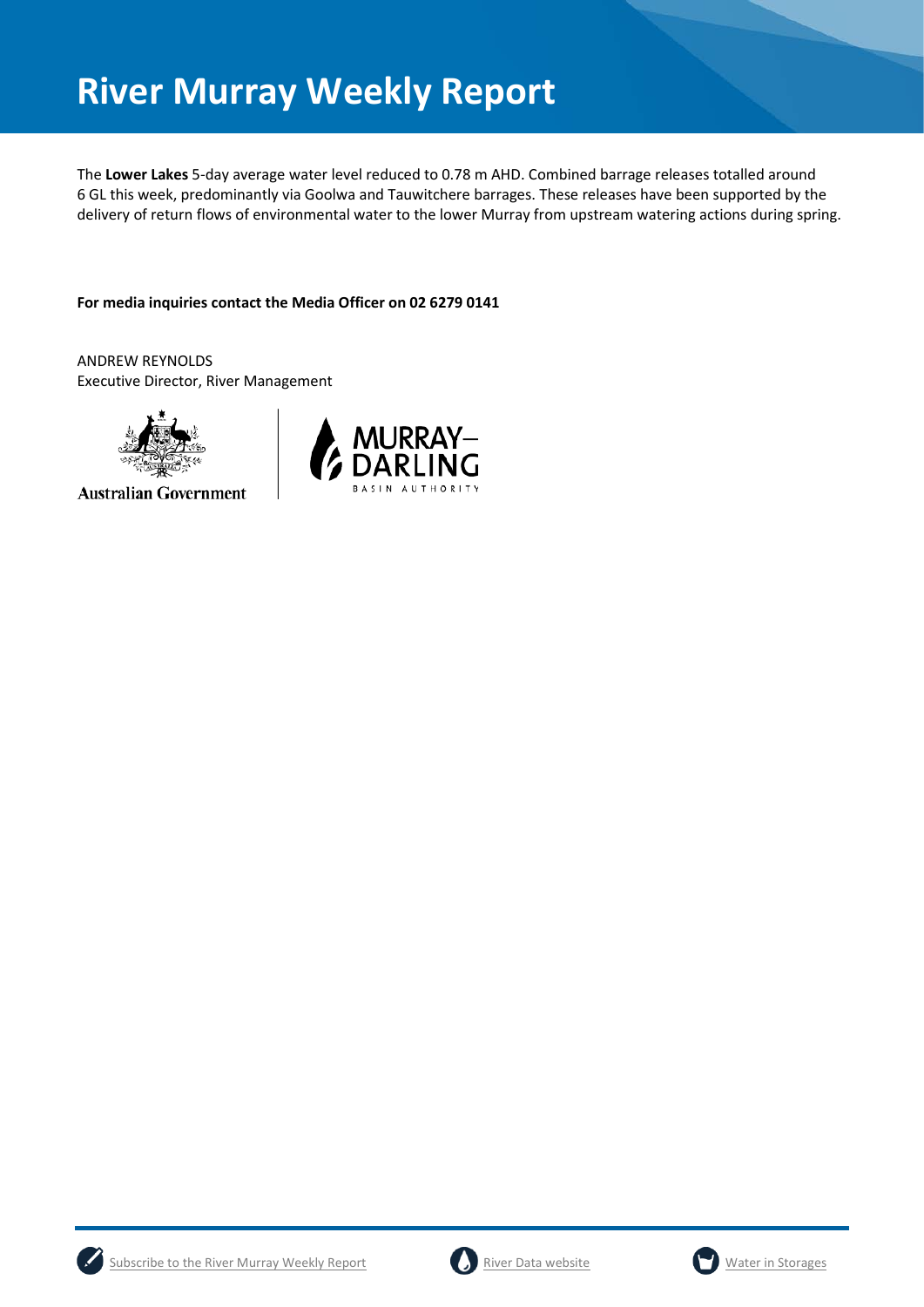# River Murray Weekly Report

The **Lower Lakes** 5-day average water level reduced to 0.78 m AHD. Combined barrage releases totalled around 6 GL this week, predominantly via Goolwa and Tauwitchere barrages. These releases have been supported by the delivery of return flows of environmental water to the lower Murray from upstream watering actions during spring.

**For media inquiries contact the Media Officer on 02 6279 0141**

ANDREW REYNOLDS
Executive Director, River Management

Australian Government

MURRAY–DARLING BASIN AUTHORITY

Subscribe to the River Murray Weekly Report

River Data website

Water in Storages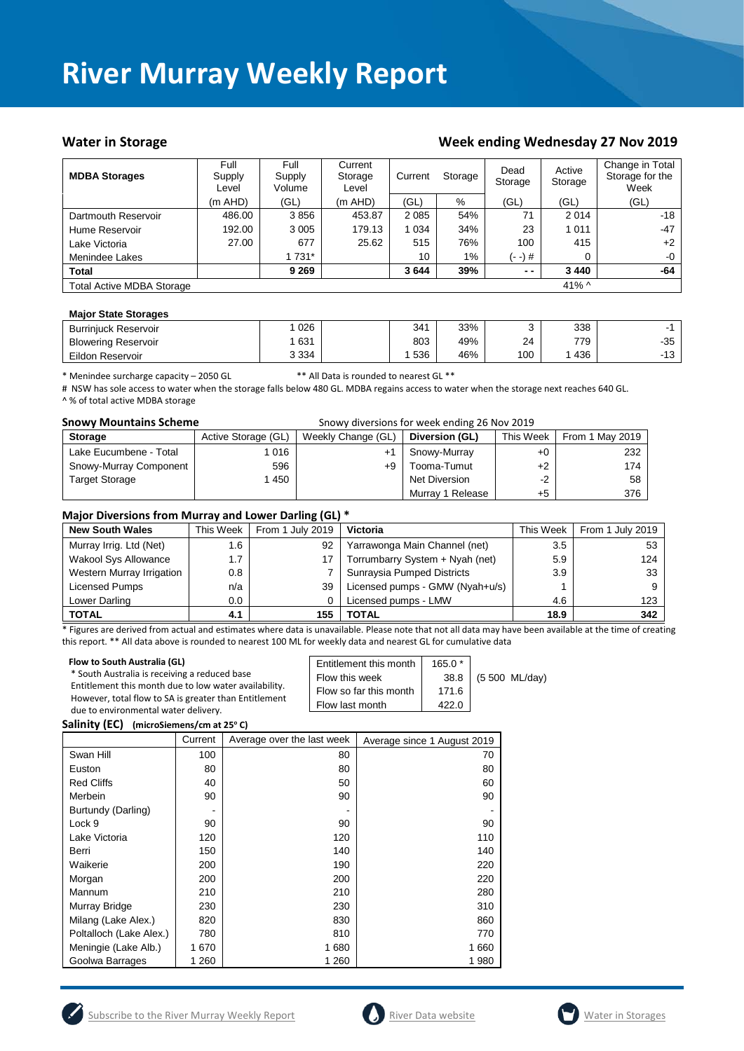# River Murray Weekly Report

## Water in Storage

## Week ending Wednesday 27 Nov 2019

| MDBA Storages | Full Supply Level | Full Supply Volume | Current Storage Level | Current | Storage | Dead Storage | Active Storage | Change in Total Storage for the Week |
|---|---|---|---|---|---|---|---|---|
| | (m AHD) | (GL) | (m AHD) | (GL) | % | (GL) | (GL) | (GL) |
| Dartmouth Reservoir | 486.00 | 3 856 | 453.87 | 2 085 | 54% | 71 | 2 014 | -18 |
| Hume Reservoir | 192.00 | 3 005 | 179.13 | 1 034 | 34% | 23 | 1 011 | -47 |
| Lake Victoria | 27.00 | 677 | 25.62 | 515 | 76% | 100 | 415 | +2 |
| Menindee Lakes | | 1 731* | | 10 | 1% | (- -) # | 0 | -0 |
| **Total** | | **9 269** | | **3 644** | **39%** | **- -** | **3 440** | **-64** |
| Total Active MDBA Storage | | | | | | | 41% ^ | |

**Major State Storages**

| | | | | | | | |
|---|---|---|---|---|---|---|---|
| Burrinjuck Reservoir | 1 026 | | 341 | 33% | 3 | 338 | -1 |
| Blowering Reservoir | 1 631 | | 803 | 49% | 24 | 779 | -35 |
| Eildon Reservoir | 3 334 | | 1 536 | 46% | 100 | 1 436 | -13 |

* Menindee surcharge capacity – 2050 GL ** All Data is rounded to nearest GL **

# NSW has sole access to water when the storage falls below 480 GL. MDBA regains access to water when the storage next reaches 640 GL.

^ % of total active MDBA storage

**Snowy Mountains Scheme** Snowy diversions for week ending 26 Nov 2019

| Storage | Active Storage (GL) | Weekly Change (GL) | Diversion (GL) | This Week | From 1 May 2019 |
|---|---|---|---|---|---|
| Lake Eucumbene - Total | 1 016 | +1 | Snowy-Murray | +0 | 232 |
| Snowy-Murray Component | 596 | +9 | Tooma-Tumut | +2 | 174 |
| Target Storage | 1 450 | | Net Diversion | -2 | 58 |
| | | | Murray 1 Release | +5 | 376 |

**Major Diversions from Murray and Lower Darling (GL) ***

| New South Wales | This Week | From 1 July 2019 | Victoria | This Week | From 1 July 2019 |
|---|---|---|---|---|---|
| Murray Irrig. Ltd (Net) | 1.6 | 92 | Yarrawonga Main Channel (net) | 3.5 | 53 |
| Wakool Sys Allowance | 1.7 | 17 | Torrumbarry System + Nyah (net) | 5.9 | 124 |
| Western Murray Irrigation | 0.8 | 7 | Sunraysia Pumped Districts | 3.9 | 33 |
| Licensed Pumps | n/a | 39 | Licensed pumps - GMW (Nyah+u/s) | 1 | 9 |
| Lower Darling | 0.0 | 0 | Licensed pumps - LMW | 4.6 | 123 |
| **TOTAL** | **4.1** | **155** | **TOTAL** | **18.9** | **342** |

* Figures are derived from actual and estimates where data is unavailable. Please note that not all data may have been available at the time of creating this report. ** All data above is rounded to nearest 100 ML for weekly data and nearest GL for cumulative data

**Flow to South Australia (GL)**

* South Australia is receiving a reduced base Entitlement this month due to low water availability. However, total flow to SA is greater than Entitlement due to environmental water delivery.

| | | |
|---|---|---|
| Entitlement this month | 165.0 * | |
| Flow this week | 38.8 | (5 500 ML/day) |
| Flow so far this month | 171.6 | |
| Flow last month | 422.0 | |

**Salinity (EC)** (microSiemens/cm at 25° C)

| | Current | Average over the last week | Average since 1 August 2019 |
|---|---|---|---|
| Swan Hill | 100 | 80 | 70 |
| Euston | 80 | 80 | 80 |
| Red Cliffs | 40 | 50 | 60 |
| Merbein | 90 | 90 | 90 |
| Burtundy (Darling) | - | - | - |
| Lock 9 | 90 | 90 | 90 |
| Lake Victoria | 120 | 120 | 110 |
| Berri | 150 | 140 | 140 |
| Waikerie | 200 | 190 | 220 |
| Morgan | 200 | 200 | 220 |
| Mannum | 210 | 210 | 280 |
| Murray Bridge | 230 | 230 | 310 |
| Milang (Lake Alex.) | 820 | 830 | 860 |
| Poltalloch (Lake Alex.) | 780 | 810 | 770 |
| Meningie (Lake Alb.) | 1 670 | 1 680 | 1 660 |
| Goolwa Barrages | 1 260 | 1 260 | 1 980 |

Subscribe to the River Murray Weekly Report River Data website Water in Storages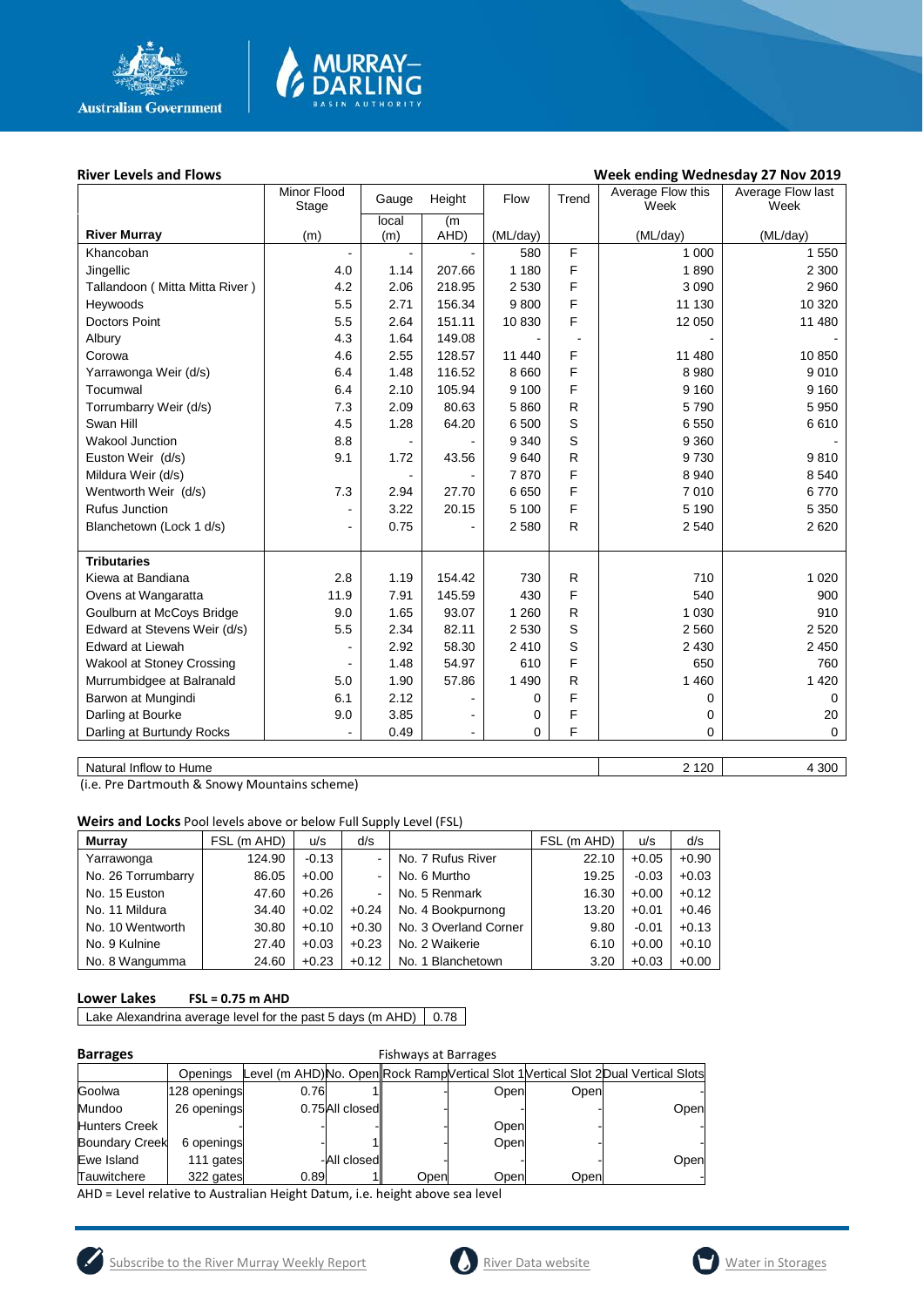## River Levels and Flows

**Week ending Wednesday 27 Nov 2019**

| River Murray | Minor Flood Stage (m) | Gauge local (m) | Height (m AHD) | Flow (ML/day) | Trend | Average Flow this Week (ML/day) | Average Flow last Week (ML/day) |
|---|---|---|---|---|---|---|---|
| Khancoban | - | - | - | 580 | F | 1 000 | 1 550 |
| Jingellic | 4.0 | 1.14 | 207.66 | 1 180 | F | 1 890 | 2 300 |
| Tallandoon ( Mitta Mitta River ) | 4.2 | 2.06 | 218.95 | 2 530 | F | 3 090 | 2 960 |
| Heywoods | 5.5 | 2.71 | 156.34 | 9 800 | F | 11 130 | 10 320 |
| Doctors Point | 5.5 | 2.64 | 151.11 | 10 830 | F | 12 050 | 11 480 |
| Albury | 4.3 | 1.64 | 149.08 | - | - | - | - |
| Corowa | 4.6 | 2.55 | 128.57 | 11 440 | F | 11 480 | 10 850 |
| Yarrawonga Weir (d/s) | 6.4 | 1.48 | 116.52 | 8 660 | F | 8 980 | 9 010 |
| Tocumwal | 6.4 | 2.10 | 105.94 | 9 100 | F | 9 160 | 9 160 |
| Torrumbarry Weir (d/s) | 7.3 | 2.09 | 80.63 | 5 860 | R | 5 790 | 5 950 |
| Swan Hill | 4.5 | 1.28 | 64.20 | 6 500 | S | 6 550 | 6 610 |
| Wakool Junction | 8.8 | - | - | 9 340 | S | 9 360 | - |
| Euston Weir (d/s) | 9.1 | 1.72 | 43.56 | 9 640 | R | 9 730 | 9 810 |
| Mildura Weir (d/s) | | - | - | 7 870 | F | 8 940 | 8 540 |
| Wentworth Weir (d/s) | 7.3 | 2.94 | 27.70 | 6 650 | F | 7 010 | 6 770 |
| Rufus Junction | - | 3.22 | 20.15 | 5 100 | F | 5 190 | 5 350 |
| Blanchetown (Lock 1 d/s) | - | 0.75 | - | 2 580 | R | 2 540 | 2 620 |
| **Tributaries** | | | | | | | |
| Kiewa at Bandiana | 2.8 | 1.19 | 154.42 | 730 | R | 710 | 1 020 |
| Ovens at Wangaratta | 11.9 | 7.91 | 145.59 | 430 | F | 540 | 900 |
| Goulburn at McCoys Bridge | 9.0 | 1.65 | 93.07 | 1 260 | R | 1 030 | 910 |
| Edward at Stevens Weir (d/s) | 5.5 | 2.34 | 82.11 | 2 530 | S | 2 560 | 2 520 |
| Edward at Liewah | - | 2.92 | 58.30 | 2 410 | S | 2 430 | 2 450 |
| Wakool at Stoney Crossing | - | 1.48 | 54.97 | 610 | F | 650 | 760 |
| Murrumbidgee at Balranald | 5.0 | 1.90 | 57.86 | 1 490 | R | 1 460 | 1 420 |
| Barwon at Mungindi | 6.1 | 2.12 | - | 0 | F | 0 | 0 |
| Darling at Bourke | 9.0 | 3.85 | - | 0 | F | 0 | 20 |
| Darling at Burtundy Rocks | - | 0.49 | - | 0 | F | 0 | 0 |

| Natural Inflow to Hume | Average Flow this Week (ML/day) | Average Flow last Week (ML/day) |
|---|---|---|
| Natural Inflow to Hume | 2 120 | 4 300 |

(i.e. Pre Dartmouth & Snowy Mountains scheme)

**Weirs and Locks** Pool levels above or below Full Supply Level (FSL)

| Murray | FSL (m AHD) | u/s | d/s | | FSL (m AHD) | u/s | d/s |
|---|---|---|---|---|---|---|---|
| Yarrawonga | 124.90 | -0.13 | - | No. 7 Rufus River | 22.10 | +0.05 | +0.90 |
| No. 26 Torrumbarry | 86.05 | +0.00 | - | No. 6 Murtho | 19.25 | -0.03 | +0.03 |
| No. 15 Euston | 47.60 | +0.26 | - | No. 5 Renmark | 16.30 | +0.00 | +0.12 |
| No. 11 Mildura | 34.40 | +0.02 | +0.24 | No. 4 Bookpurnong | 13.20 | +0.01 | +0.46 |
| No. 10 Wentworth | 30.80 | +0.10 | +0.30 | No. 3 Overland Corner | 9.80 | -0.01 | +0.13 |
| No. 9 Kulnine | 27.40 | +0.03 | +0.23 | No. 2 Waikerie | 6.10 | +0.00 | +0.10 |
| No. 8 Wangumma | 24.60 | +0.23 | +0.12 | No. 1 Blanchetown | 3.20 | +0.03 | +0.00 |

**Lower Lakes** **FSL = 0.75 m AHD**

| Lake Alexandrina average level for the past 5 days (m AHD) | 0.78 |
|---|---|

**Barrages** Fishways at Barrages

| | Openings | Level (m AHD) | No. Open | Rock Ramp | Vertical Slot 1 | Vertical Slot 2 | Dual Vertical Slots |
|---|---|---|---|---|---|---|---|
| Goolwa | 128 openings | 0.76 | 1 | - | Open | Open | - |
| Mundoo | 26 openings | 0.75 | All closed | - | - | - | Open |
| Hunters Creek | - | - | - | - | Open | - | - |
| Boundary Creek | 6 openings | - | 1 | - | Open | - | - |
| Ewe Island | 111 gates | - | All closed | - | - | - | Open |
| Tauwitchere | 322 gates | 0.89 | 1 | Open | Open | Open | - |

AHD = Level relative to Australian Height Datum, i.e. height above sea level

Subscribe to the River Murray Weekly Report | River Data website | Water in Storages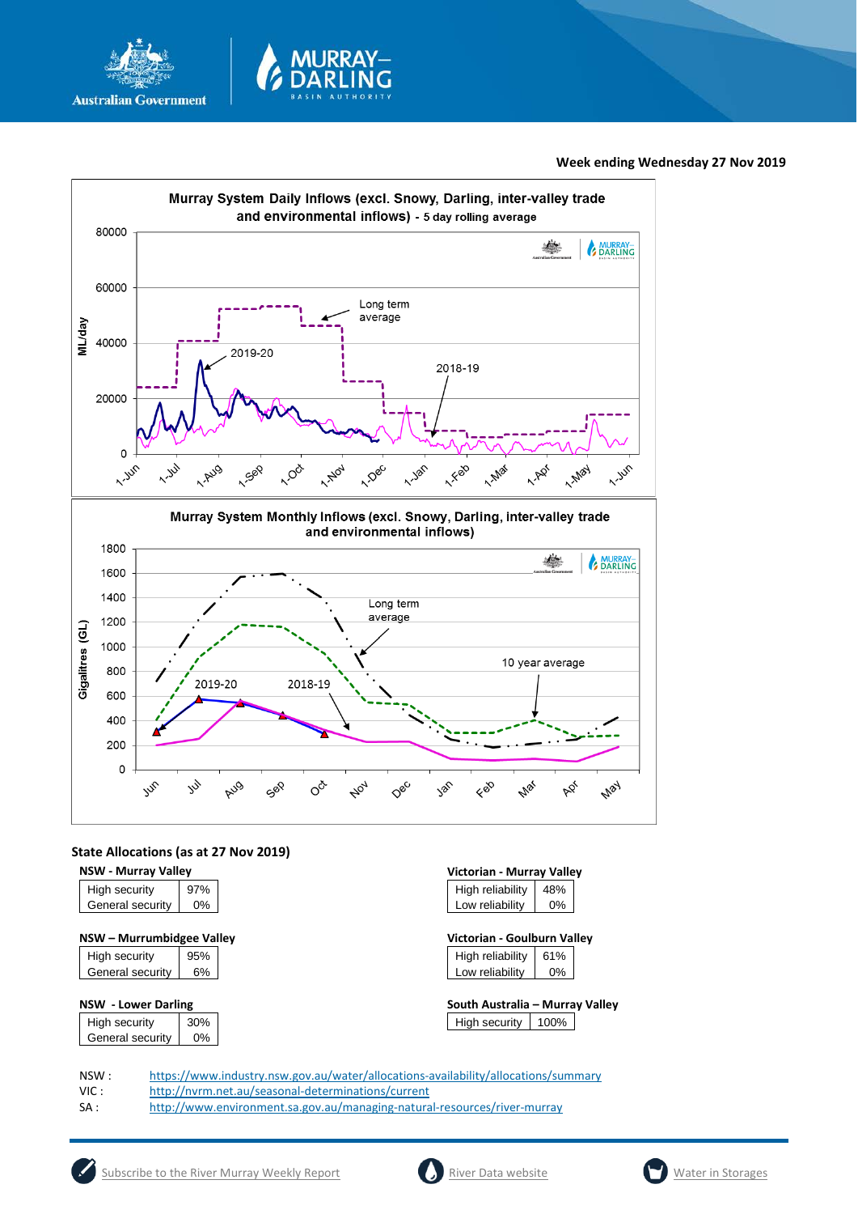**Week ending Wednesday 27 Nov 2019**

Murray System Daily Inflows (excl. Snowy, Darling, inter-valley trade and environmental inflows) - 5 day rolling average

ML/day

80000
60000
40000
20000
0

1-Jun 1-Jul 1-Aug 1-Sep 1-Oct 1-Nov 1-Dec 1-Jan 1-Feb 1-Mar 1-Apr 1-May 1-Jun

Long term average

2019-20

2018-19

Murray System Monthly Inflows (excl. Snowy, Darling, inter-valley trade and environmental inflows)

Gigalitres (GL)

1800
1600
1400
1200
1000
800
600
400
200
0

Jun Jul Aug Sep Oct Nov Dec Jan Feb Mar Apr May

Long term average

10 year average

2019-20

2018-19

## State Allocations (as at 27 Nov 2019)

**NSW - Murray Valley**

| | |
|---|---|
| High security | 97% |
| General security | 0% |

**NSW – Murrumbidgee Valley**

| | |
|---|---|
| High security | 95% |
| General security | 6% |

**NSW - Lower Darling**

| | |
|---|---|
| High security | 30% |
| General security | 0% |

**Victorian - Murray Valley**

| | |
|---|---|
| High reliability | 48% |
| Low reliability | 0% |

**Victorian - Goulburn Valley**

| | |
|---|---|
| High reliability | 61% |
| Low reliability | 0% |

**South Australia – Murray Valley**

| | |
|---|---|
| High security | 100% |

NSW : https://www.industry.nsw.gov.au/water/allocations-availability/allocations/summary
VIC : http://nvrm.net.au/seasonal-determinations/current
SA : http://www.environment.sa.gov.au/managing-natural-resources/river-murray

Subscribe to the River Murray Weekly Report

River Data website

Water in Storages